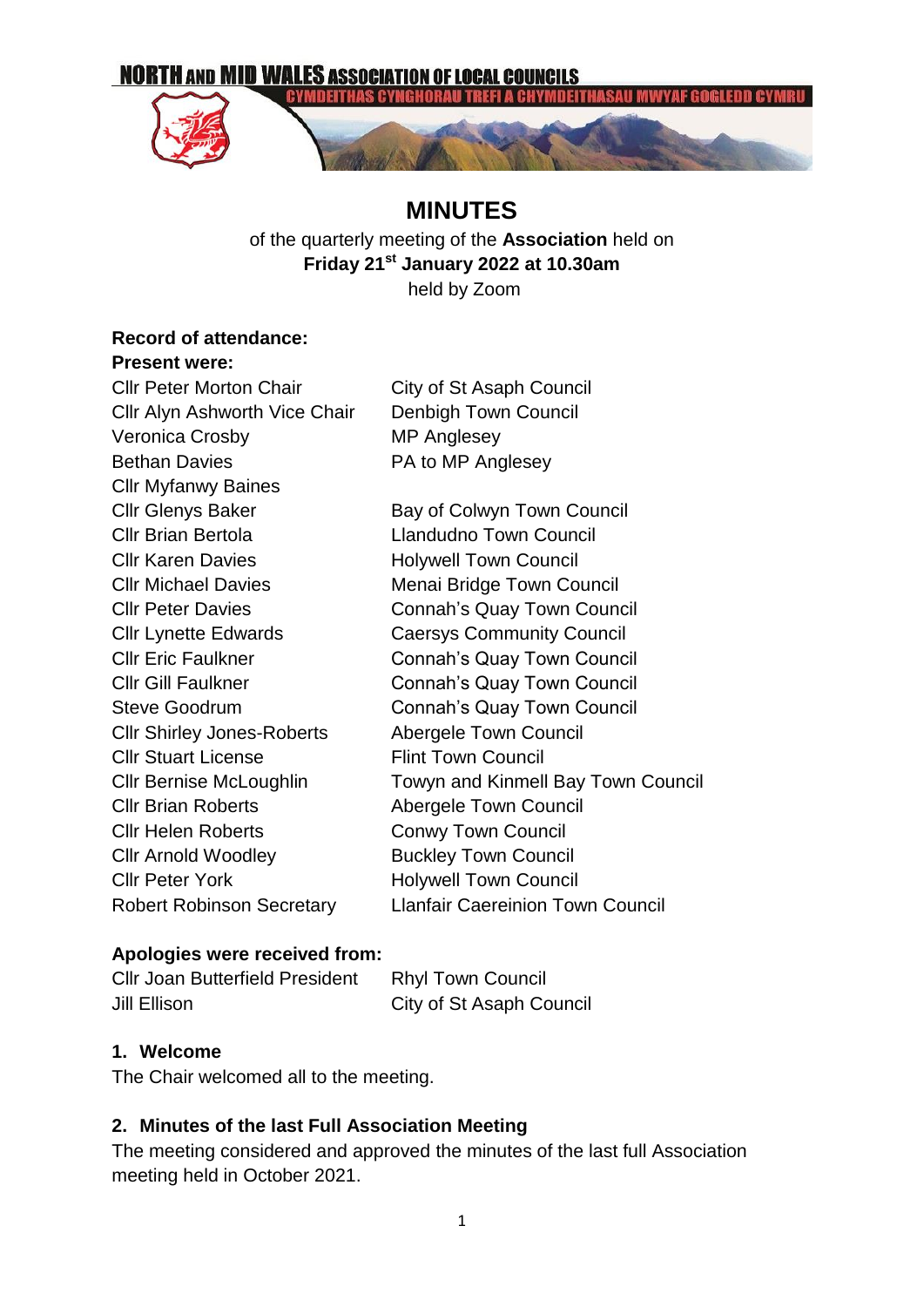NORTH AND MID WALES ASSOCIATION OF LOCAL COUNCILS

CYMDEITHAS CYNGHORAU TREFI A CHYMDEITHASAU MWYAF GOGLEDD CYMRU

# MINUTES

of the quarterly meeting of the **Association** held on
**Friday 21st January 2022 at 10.30am**
held by Zoom

**Record of attendance:**

**Present were:**

| | |
|---|---|
| Cllr Peter Morton Chair | City of St Asaph Council |
| Cllr Alyn Ashworth Vice Chair | Denbigh Town Council |
| Veronica Crosby | MP Anglesey |
| Bethan Davies | PA to MP Anglesey |
| Cllr Myfanwy Baines | |
| Cllr Glenys Baker | Bay of Colwyn Town Council |
| Cllr Brian Bertola | Llandudno Town Council |
| Cllr Karen Davies | Holywell Town Council |
| Cllr Michael Davies | Menai Bridge Town Council |
| Cllr Peter Davies | Connah's Quay Town Council |
| Cllr Lynette Edwards | Caersys Community Council |
| Cllr Eric Faulkner | Connah's Quay Town Council |
| Cllr Gill Faulkner | Connah's Quay Town Council |
| Steve Goodrum | Connah's Quay Town Council |
| Cllr Shirley Jones-Roberts | Abergele Town Council |
| Cllr Stuart License | Flint Town Council |
| Cllr Bernise McLoughlin | Towyn and Kinmell Bay Town Council |
| Cllr Brian Roberts | Abergele Town Council |
| Cllr Helen Roberts | Conwy Town Council |
| Cllr Arnold Woodley | Buckley Town Council |
| Cllr Peter York | Holywell Town Council |
| Robert Robinson Secretary | Llanfair Caereinion Town Council |

**Apologies were received from:**

| | |
|---|---|
| Cllr Joan Butterfield President | Rhyl Town Council |
| Jill Ellison | City of St Asaph Council |

## 1. Welcome

The Chair welcomed all to the meeting.

## 2. Minutes of the last Full Association Meeting

The meeting considered and approved the minutes of the last full Association meeting held in October 2021.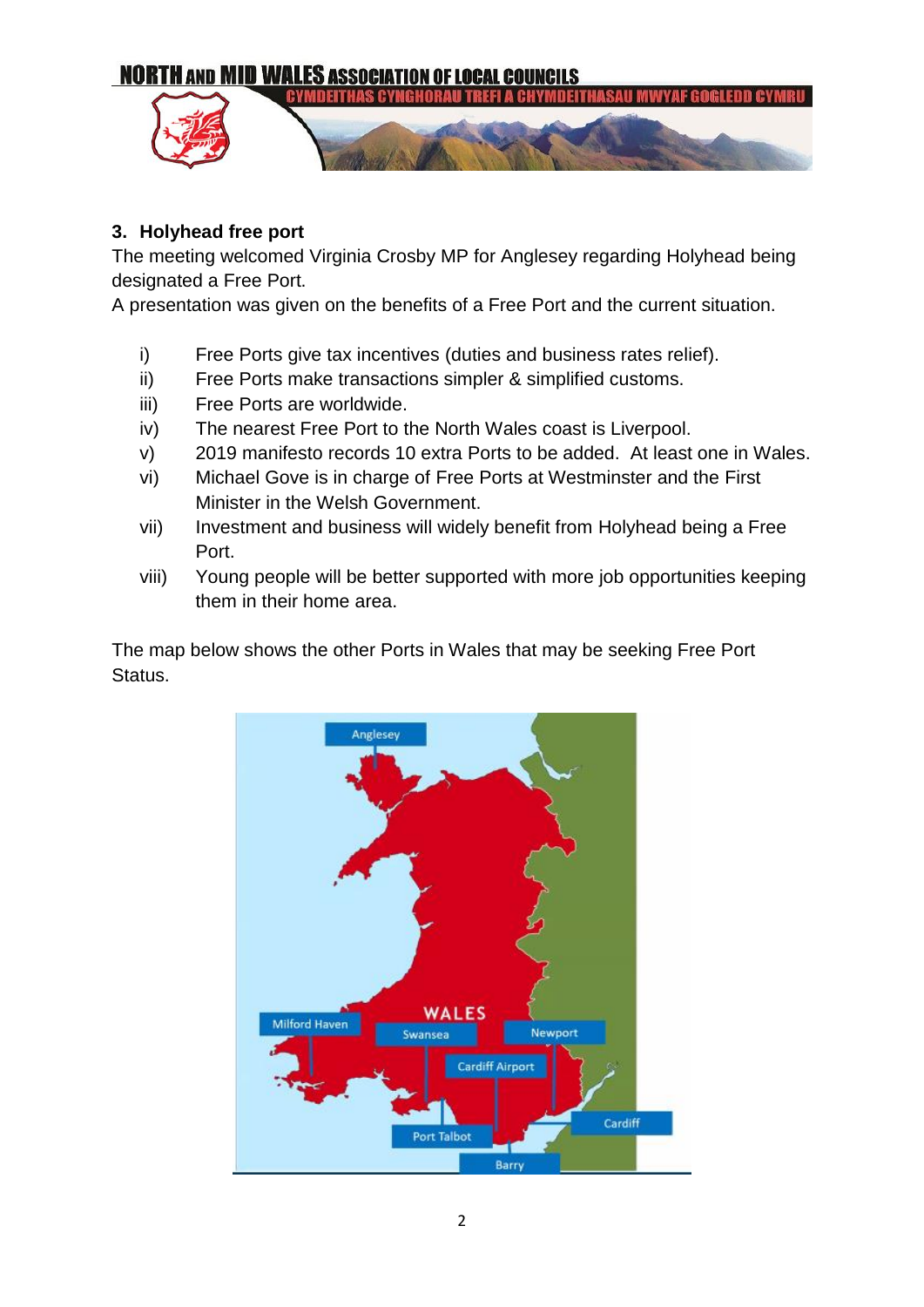### 3. Holyhead free port

The meeting welcomed Virginia Crosby MP for Anglesey regarding Holyhead being designated a Free Port.

A presentation was given on the benefits of a Free Port and the current situation.

- i) Free Ports give tax incentives (duties and business rates relief).
- ii) Free Ports make transactions simpler & simplified customs.
- iii) Free Ports are worldwide.
- iv) The nearest Free Port to the North Wales coast is Liverpool.
- v) 2019 manifesto records 10 extra Ports to be added. At least one in Wales.
- vi) Michael Gove is in charge of Free Ports at Westminster and the First Minister in the Welsh Government.
- vii) Investment and business will widely benefit from Holyhead being a Free Port.
- viii) Young people will be better supported with more job opportunities keeping them in their home area.

The map below shows the other Ports in Wales that may be seeking Free Port Status.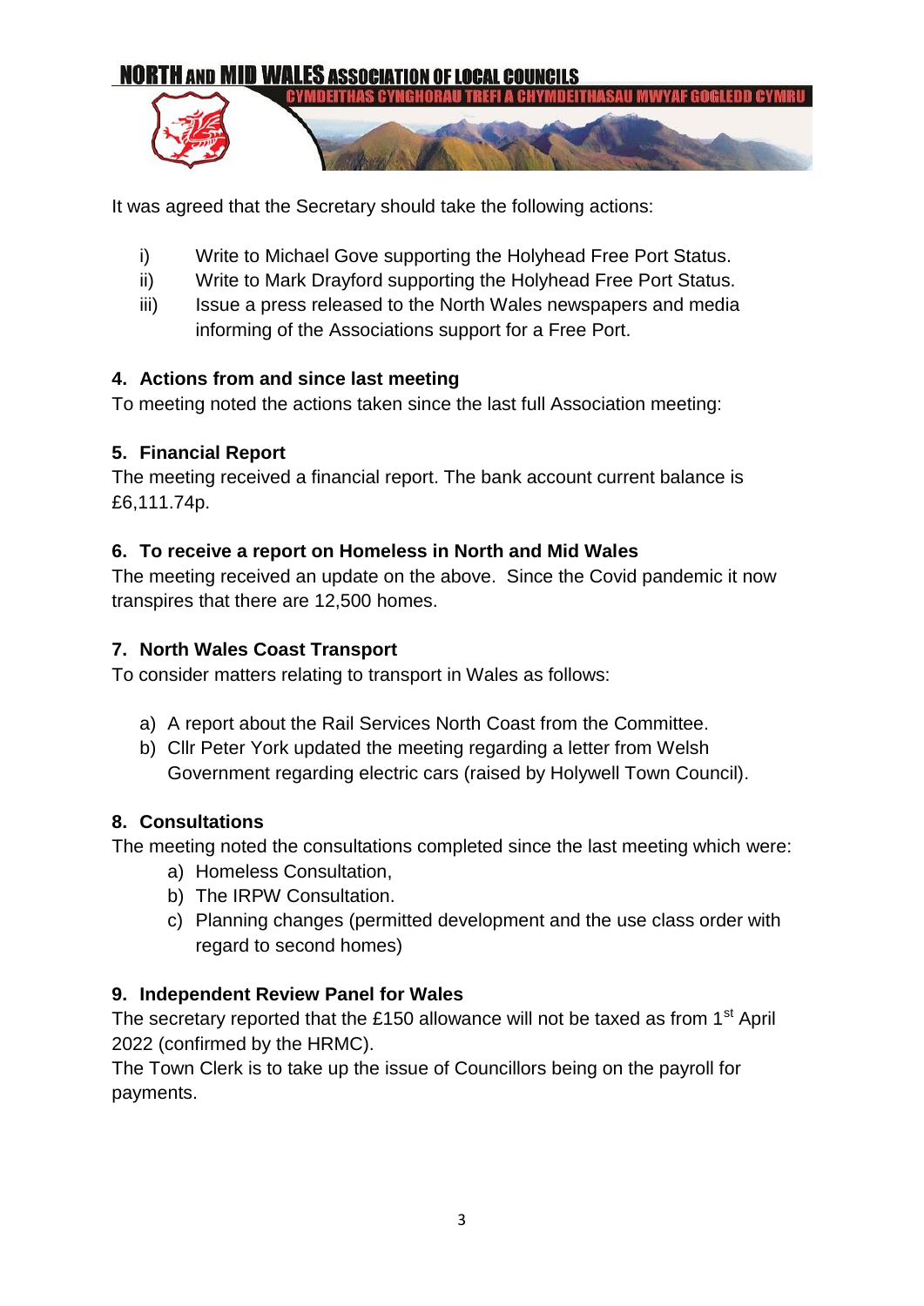It was agreed that the Secretary should take the following actions:

i) Write to Michael Gove supporting the Holyhead Free Port Status.
ii) Write to Mark Drayford supporting the Holyhead Free Port Status.
iii) Issue a press released to the North Wales newspapers and media informing of the Associations support for a Free Port.

**4. Actions from and since last meeting**

To meeting noted the actions taken since the last full Association meeting:

**5. Financial Report**

The meeting received a financial report. The bank account current balance is £6,111.74p.

**6. To receive a report on Homeless in North and Mid Wales**

The meeting received an update on the above. Since the Covid pandemic it now transpires that there are 12,500 homes.

**7. North Wales Coast Transport**

To consider matters relating to transport in Wales as follows:

a) A report about the Rail Services North Coast from the Committee.
b) Cllr Peter York updated the meeting regarding a letter from Welsh Government regarding electric cars (raised by Holywell Town Council).

**8. Consultations**

The meeting noted the consultations completed since the last meeting which were:

a) Homeless Consultation,
b) The IRPW Consultation.
c) Planning changes (permitted development and the use class order with regard to second homes)

**9. Independent Review Panel for Wales**

The secretary reported that the £150 allowance will not be taxed as from 1st April 2022 (confirmed by the HRMC).

The Town Clerk is to take up the issue of Councillors being on the payroll for payments.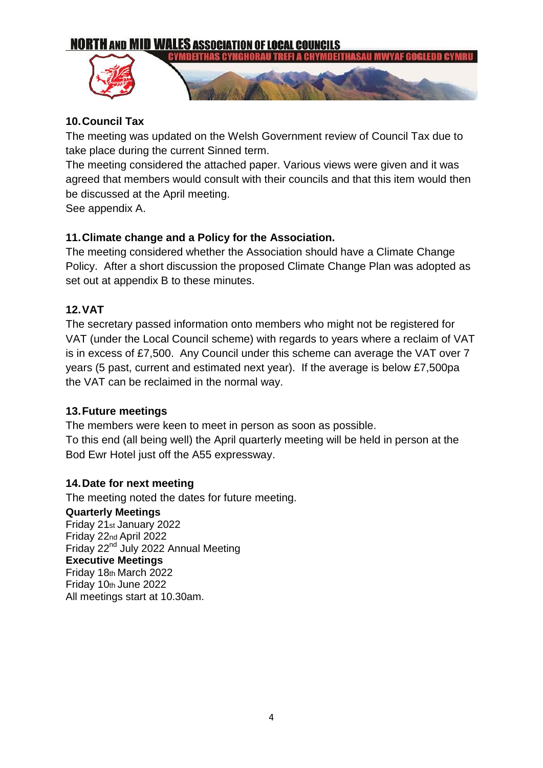**10. Council Tax**

The meeting was updated on the Welsh Government review of Council Tax due to take place during the current Sinned term.

The meeting considered the attached paper. Various views were given and it was agreed that members would consult with their councils and that this item would then be discussed at the April meeting.

See appendix A.

**11. Climate change and a Policy for the Association.**

The meeting considered whether the Association should have a Climate Change Policy. After a short discussion the proposed Climate Change Plan was adopted as set out at appendix B to these minutes.

**12. VAT**

The secretary passed information onto members who might not be registered for VAT (under the Local Council scheme) with regards to years where a reclaim of VAT is in excess of £7,500. Any Council under this scheme can average the VAT over 7 years (5 past, current and estimated next year). If the average is below £7,500pa the VAT can be reclaimed in the normal way.

**13. Future meetings**

The members were keen to meet in person as soon as possible.

To this end (all being well) the April quarterly meeting will be held in person at the Bod Ewr Hotel just off the A55 expressway.

**14. Date for next meeting**

The meeting noted the dates for future meeting.

**Quarterly Meetings**
Friday 21st January 2022
Friday 22nd April 2022
Friday 22nd July 2022 Annual Meeting
**Executive Meetings**
Friday 18th March 2022
Friday 10th June 2022
All meetings start at 10.30am.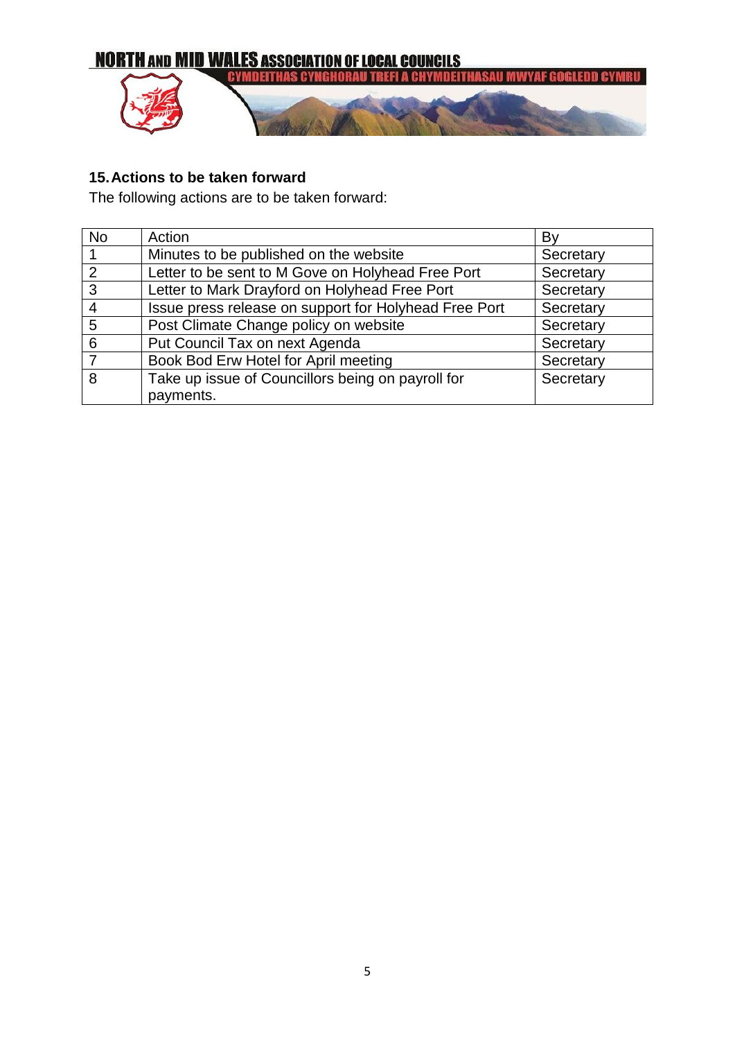## 15. Actions to be taken forward

The following actions are to be taken forward:

| No | Action | By |
|---|---|---|
| 1 | Minutes to be published on the website | Secretary |
| 2 | Letter to be sent to M Gove on Holyhead Free Port | Secretary |
| 3 | Letter to Mark Drayford on Holyhead Free Port | Secretary |
| 4 | Issue press release on support for Holyhead Free Port | Secretary |
| 5 | Post Climate Change policy on website | Secretary |
| 6 | Put Council Tax on next Agenda | Secretary |
| 7 | Book Bod Erw Hotel for April meeting | Secretary |
| 8 | Take up issue of Councillors being on payroll for payments. | Secretary |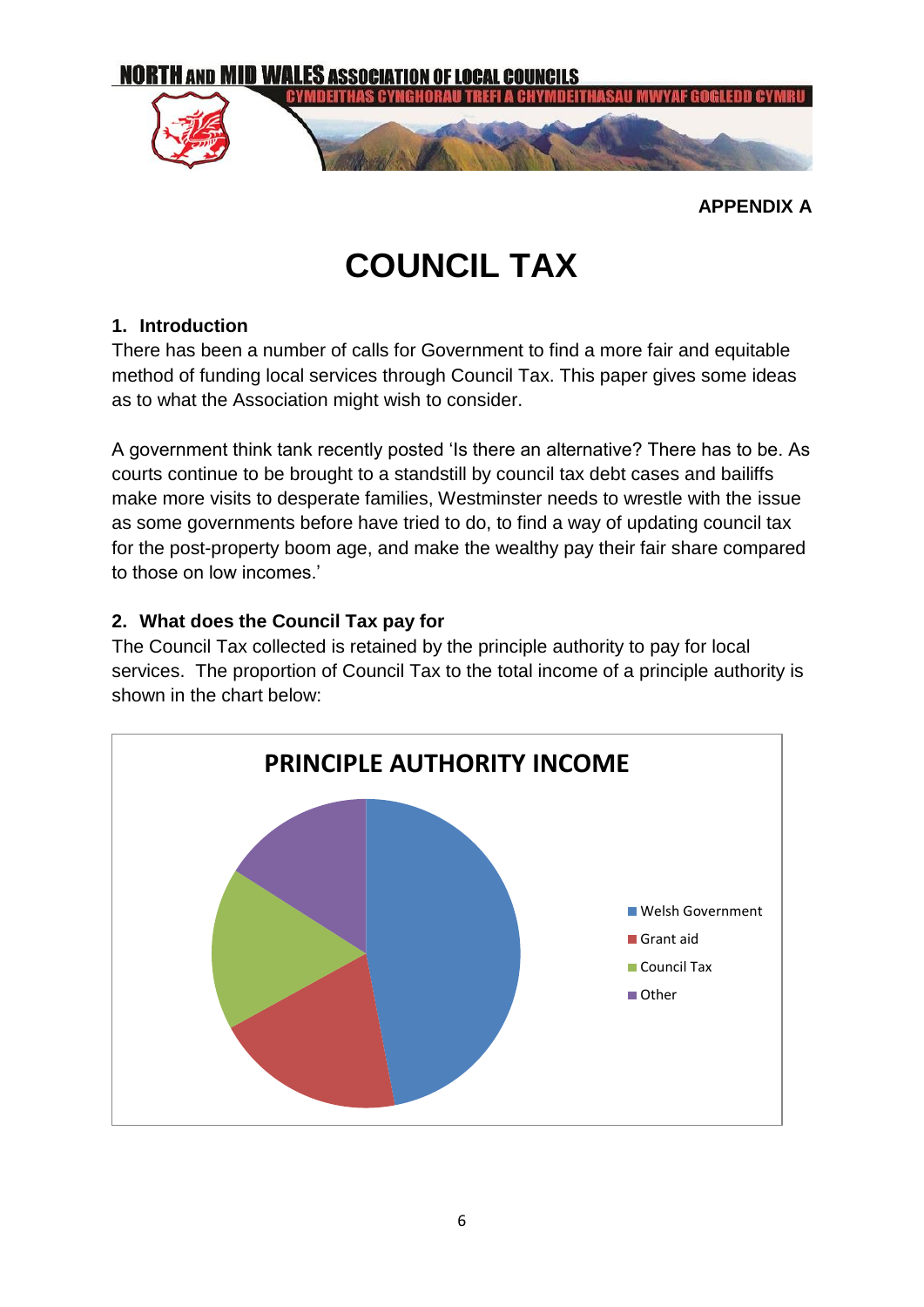**APPENDIX A**

# COUNCIL TAX

## 1. Introduction

There has been a number of calls for Government to find a more fair and equitable method of funding local services through Council Tax. This paper gives some ideas as to what the Association might wish to consider.

A government think tank recently posted 'Is there an alternative? There has to be. As courts continue to be brought to a standstill by council tax debt cases and bailiffs make more visits to desperate families, Westminster needs to wrestle with the issue as some governments before have tried to do, to find a way of updating council tax for the post-property boom age, and make the wealthy pay their fair share compared to those on low incomes.'

## 2. What does the Council Tax pay for

The Council Tax collected is retained by the principle authority to pay for local services. The proportion of Council Tax to the total income of a principle authority is shown in the chart below:

**PRINCIPLE AUTHORITY INCOME**

- Welsh Government
- Grant aid
- Council Tax
- Other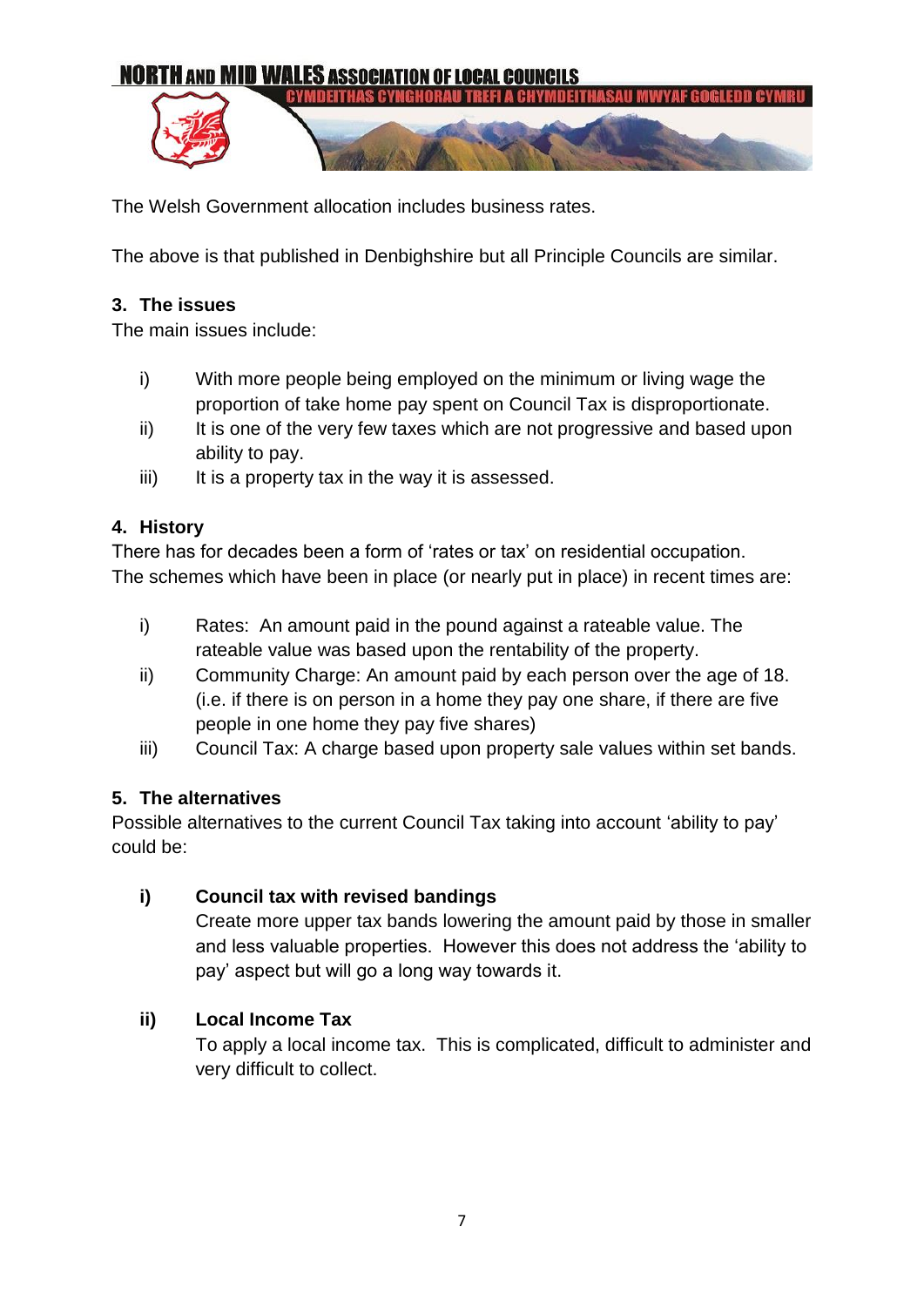The Welsh Government allocation includes business rates.

The above is that published in Denbighshire but all Principle Councils are similar.

## 3. The issues

The main issues include:

- i) With more people being employed on the minimum or living wage the proportion of take home pay spent on Council Tax is disproportionate.
- ii) It is one of the very few taxes which are not progressive and based upon ability to pay.
- iii) It is a property tax in the way it is assessed.

## 4. History

There has for decades been a form of 'rates or tax' on residential occupation.
The schemes which have been in place (or nearly put in place) in recent times are:

- i) Rates: An amount paid in the pound against a rateable value. The rateable value was based upon the rentability of the property.
- ii) Community Charge: An amount paid by each person over the age of 18. (i.e. if there is on person in a home they pay one share, if there are five people in one home they pay five shares)
- iii) Council Tax: A charge based upon property sale values within set bands.

## 5. The alternatives

Possible alternatives to the current Council Tax taking into account 'ability to pay' could be:

**i) Council tax with revised bandings**

Create more upper tax bands lowering the amount paid by those in smaller and less valuable properties. However this does not address the 'ability to pay' aspect but will go a long way towards it.

**ii) Local Income Tax**

To apply a local income tax. This is complicated, difficult to administer and very difficult to collect.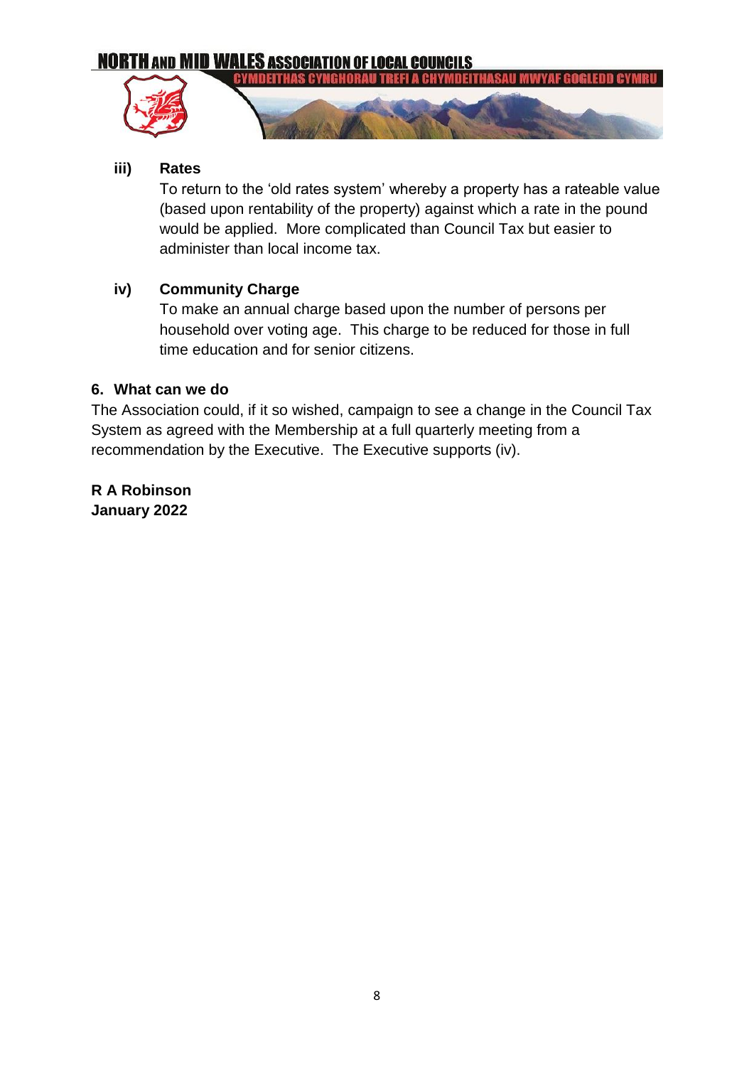**iii) Rates**

To return to the 'old rates system' whereby a property has a rateable value (based upon rentability of the property) against which a rate in the pound would be applied. More complicated than Council Tax but easier to administer than local income tax.

**iv) Community Charge**

To make an annual charge based upon the number of persons per household over voting age. This charge to be reduced for those in full time education and for senior citizens.

**6. What can we do**

The Association could, if it so wished, campaign to see a change in the Council Tax System as agreed with the Membership at a full quarterly meeting from a recommendation by the Executive. The Executive supports (iv).

**R A Robinson**
**January 2022**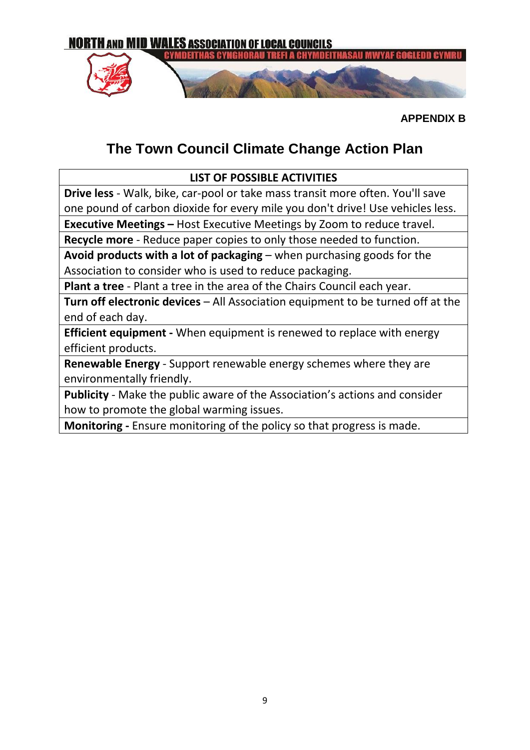NORTH AND MID WALES ASSOCIATION OF LOCAL COUNCILS

CYMDEITHAS CYNGHORAU TREFI A CHYMDEITHASAU MWYAF GOGLEDD CYMRU

**APPENDIX B**

# The Town Council Climate Change Action Plan

| LIST OF POSSIBLE ACTIVITIES |
|---|
| **Drive less** - Walk, bike, car-pool or take mass transit more often. You'll save one pound of carbon dioxide for every mile you don't drive! Use vehicles less. |
| **Executive Meetings –** Host Executive Meetings by Zoom to reduce travel. |
| **Recycle more** - Reduce paper copies to only those needed to function. |
| **Avoid products with a lot of packaging** – when purchasing goods for the Association to consider who is used to reduce packaging. |
| **Plant a tree** - Plant a tree in the area of the Chairs Council each year. |
| **Turn off electronic devices** – All Association equipment to be turned off at the end of each day. |
| **Efficient equipment -** When equipment is renewed to replace with energy efficient products. |
| **Renewable Energy** - Support renewable energy schemes where they are environmentally friendly. |
| **Publicity** - Make the public aware of the Association's actions and consider how to promote the global warming issues. |
| **Monitoring -** Ensure monitoring of the policy so that progress is made. |